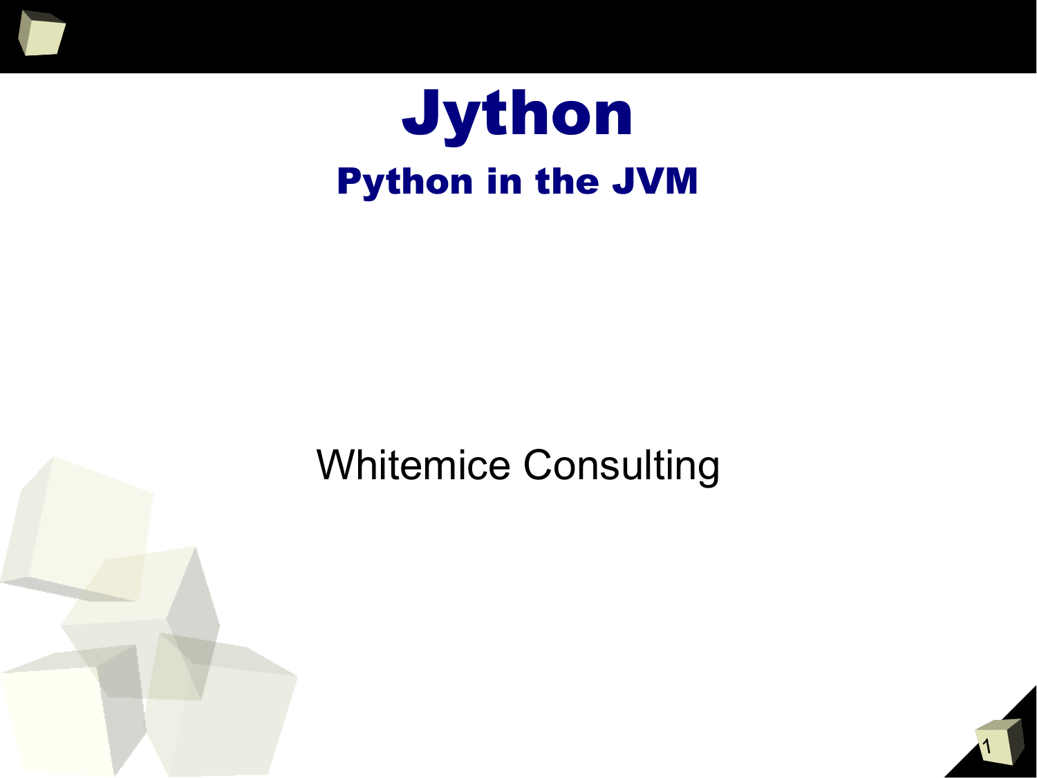# Jython

## Python in the JVM

Whitemice Consulting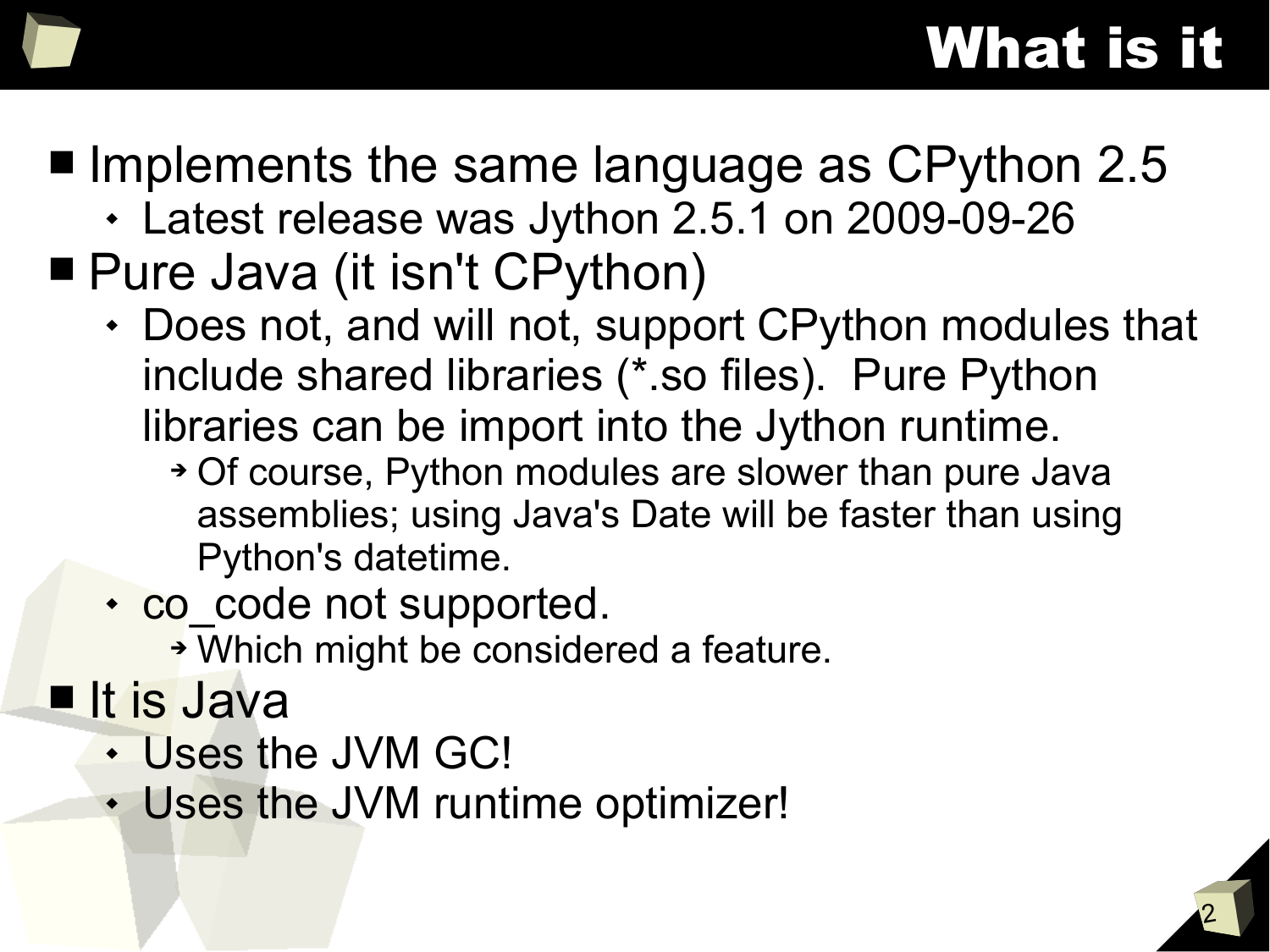# What is it

- Implements the same language as CPython 2.5
  - Latest release was Jython 2.5.1 on 2009-09-26
- Pure Java (it isn't CPython)
  - Does not, and will not, support CPython modules that include shared libraries (*.so files). Pure Python libraries can be import into the Jython runtime.
    - Of course, Python modules are slower than pure Java assemblies; using Java's Date will be faster than using Python's datetime.
  - co_code not supported.
    - Which might be considered a feature.
- It is Java
  - Uses the JVM GC!
  - Uses the JVM runtime optimizer!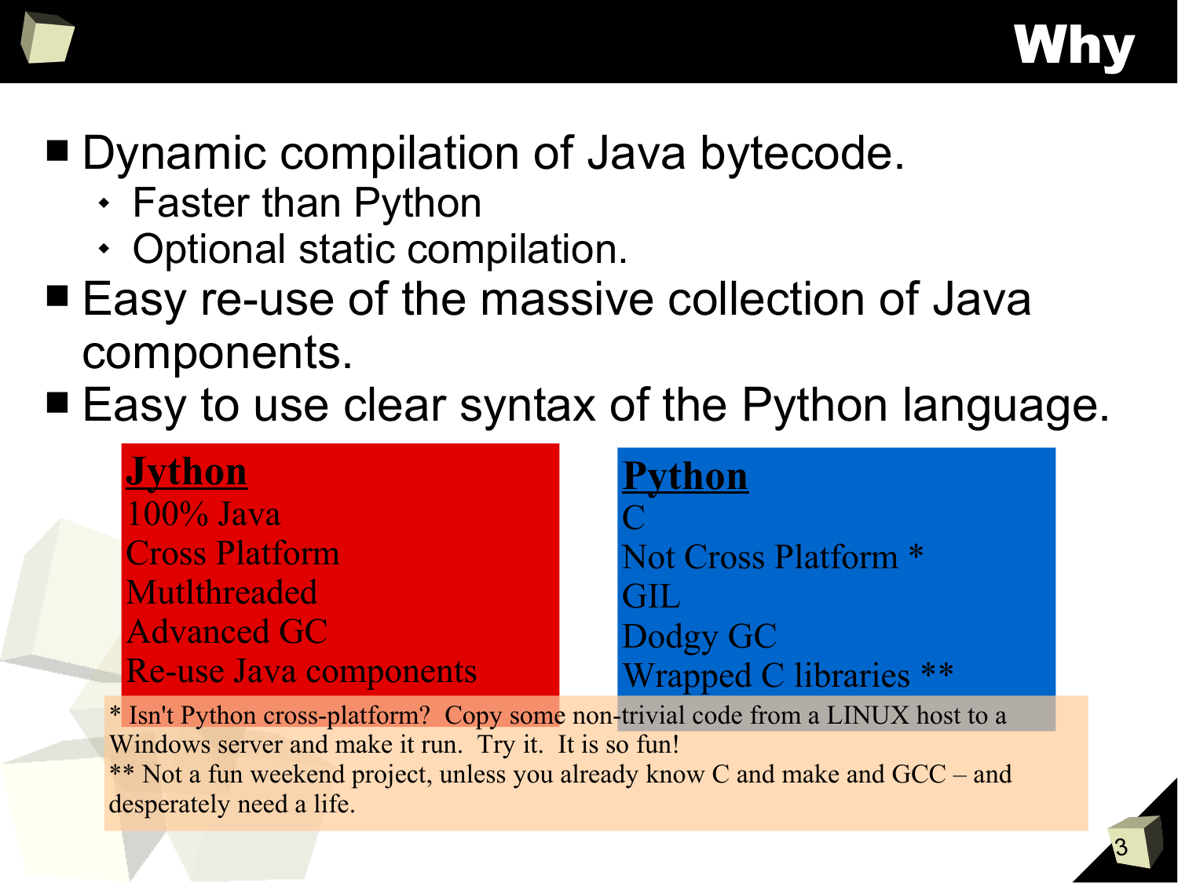# Why

- Dynamic compilation of Java bytecode.
  - Faster than Python
  - Optional static compilation.
- Easy re-use of the massive collection of Java components.
- Easy to use clear syntax of the Python language.

| **Jython** | **Python** |
|---|---|
| 100% Java | C |
| Cross Platform | Not Cross Platform * |
| Mutlthreaded | GIL |
| Advanced GC | Dodgy GC |
| Re-use Java components | Wrapped C libraries ** |

* Isn't Python cross-platform? Copy some non-trivial code from a LINUX host to a Windows server and make it run. Try it. It is so fun!
** Not a fun weekend project, unless you already know C and make and GCC – and desperately need a life.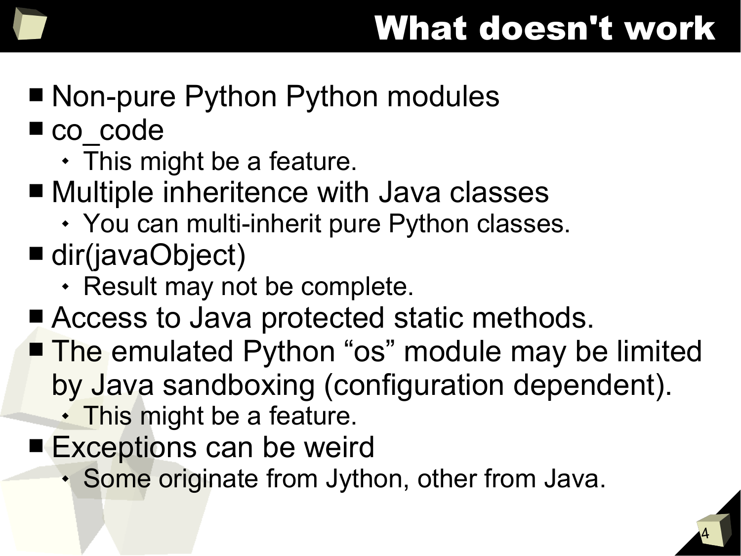# What doesn't work

- Non-pure Python Python modules
- co_code
  - This might be a feature.
- Multiple inheritence with Java classes
  - You can multi-inherit pure Python classes.
- dir(javaObject)
  - Result may not be complete.
- Access to Java protected static methods.
- The emulated Python “os” module may be limited by Java sandboxing (configuration dependent).
  - This might be a feature.
- Exceptions can be weird
  - Some originate from Jython, other from Java.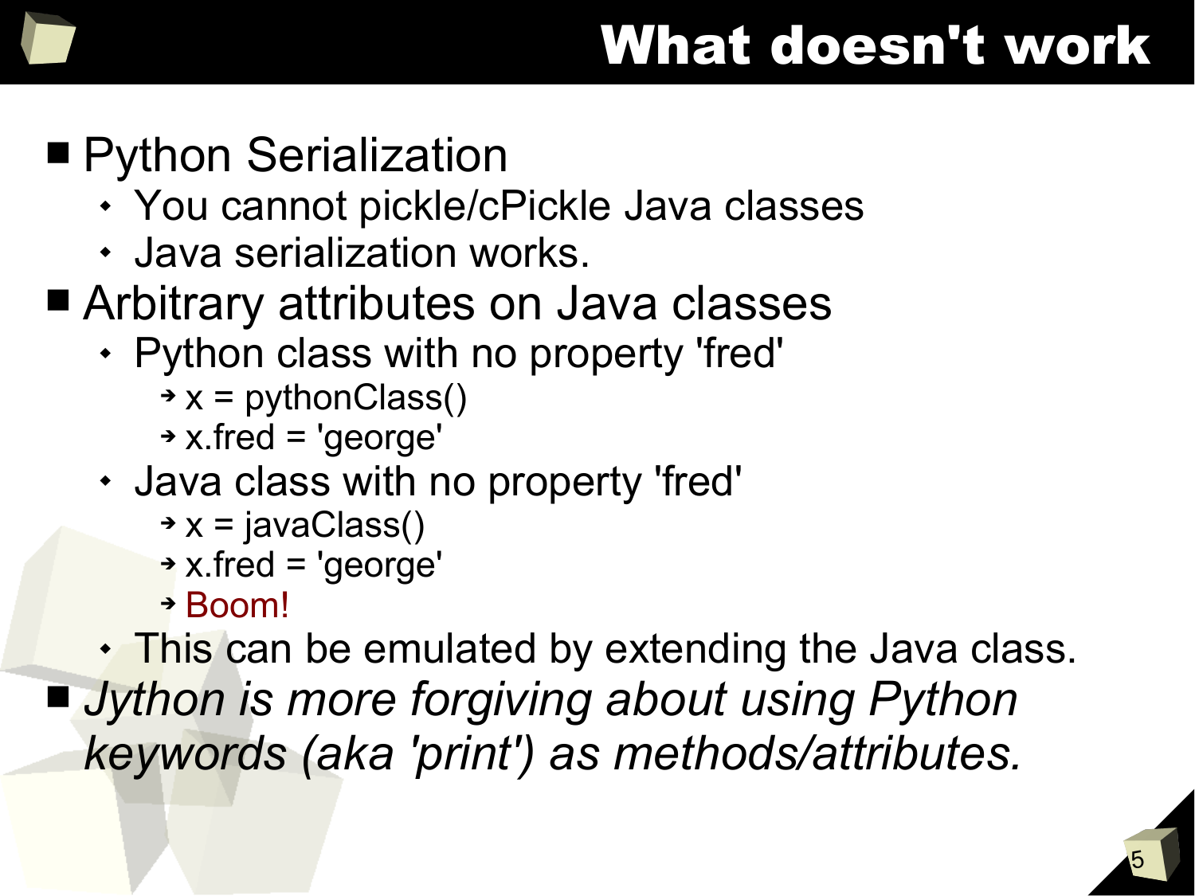# What doesn't work

- Python Serialization
  - You cannot pickle/cPickle Java classes
  - Java serialization works.
- Arbitrary attributes on Java classes
  - Python class with no property 'fred'
    - x = pythonClass()
    - x.fred = 'george'
  - Java class with no property 'fred'
    - x = javaClass()
    - x.fred = 'george'
    - Boom!
  - This can be emulated by extending the Java class.
- *Jython is more forgiving about using Python keywords (aka 'print') as methods/attributes.*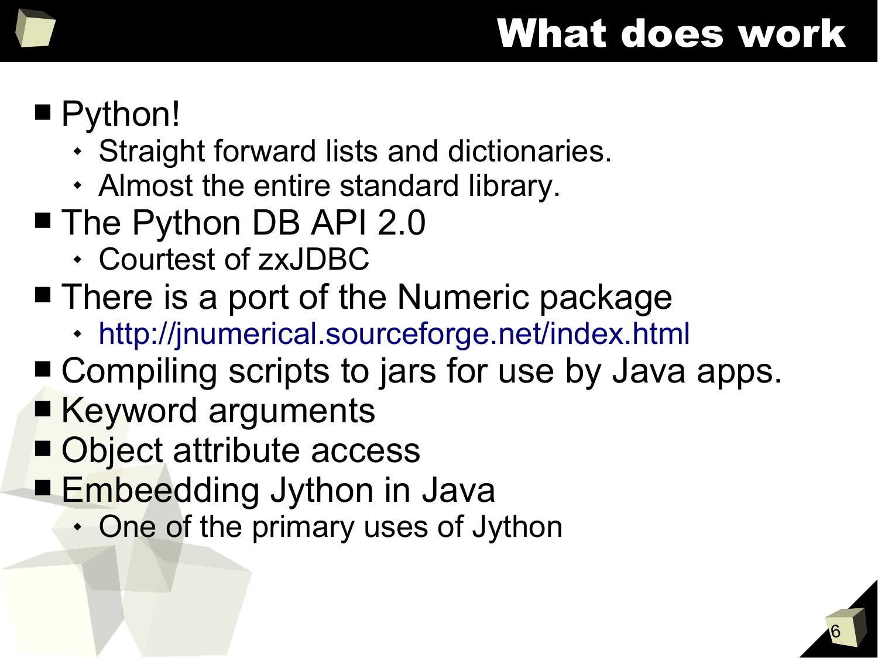# What does work

- Python!
  - Straight forward lists and dictionaries.
  - Almost the entire standard library.
- The Python DB API 2.0
  - Courtest of zxJDBC
- There is a port of the Numeric package
  - http://jnumerical.sourceforge.net/index.html
- Compiling scripts to jars for use by Java apps.
- Keyword arguments
- Object attribute access
- Embeedding Jython in Java
  - One of the primary uses of Jython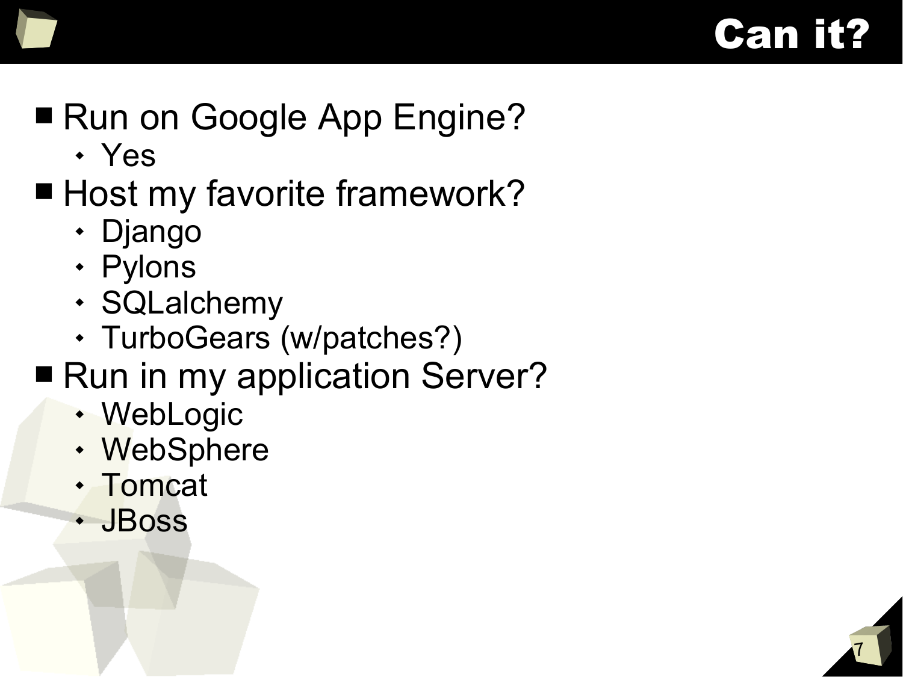# Can it?

- Run on Google App Engine?
  - Yes
- Host my favorite framework?
  - Django
  - Pylons
  - SQLalchemy
  - TurboGears (w/patches?)
- Run in my application Server?
  - WebLogic
  - WebSphere
  - Tomcat
  - JBoss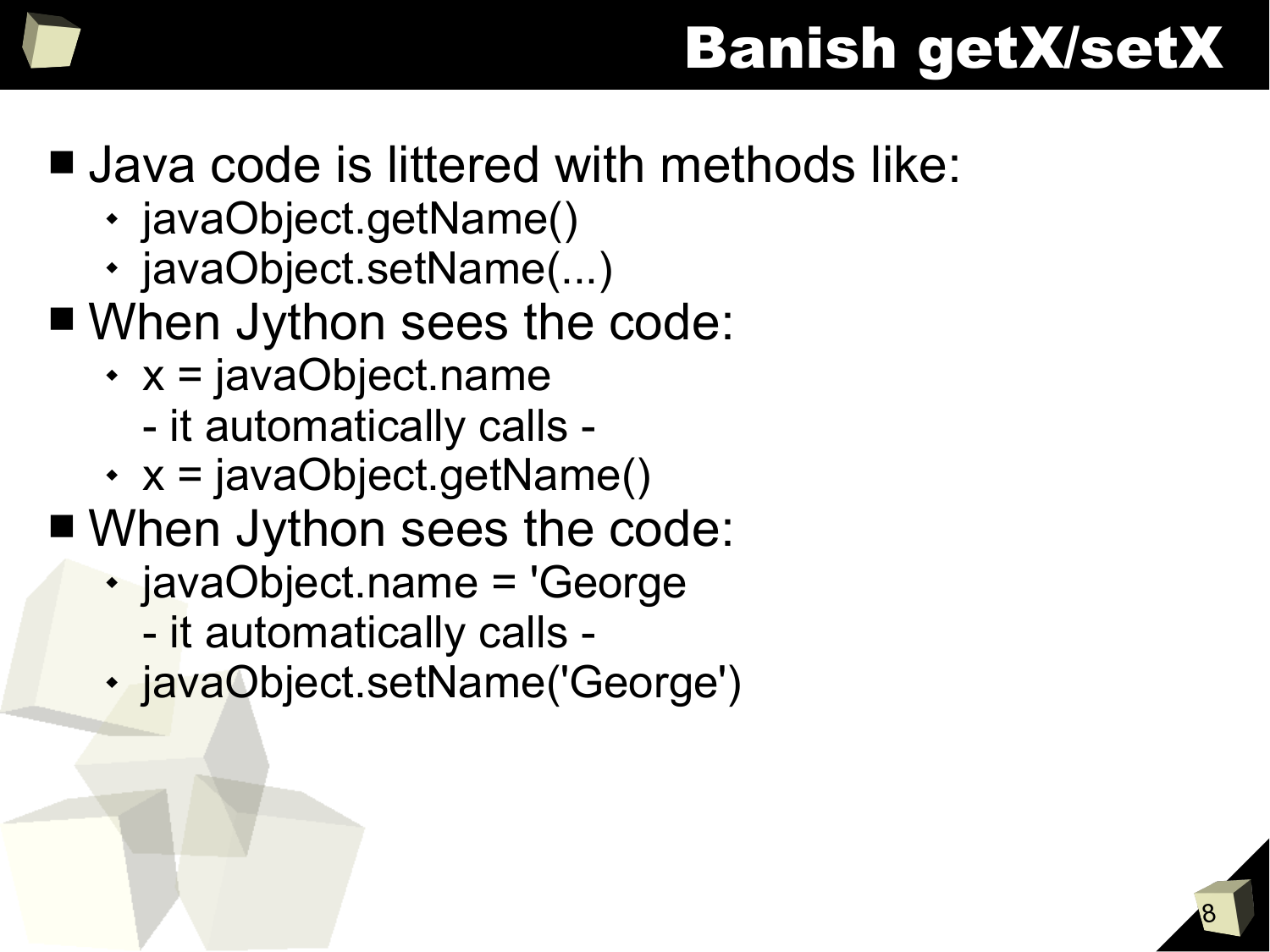# Banish getX/setX

- Java code is littered with methods like:
  - javaObject.getName()
  - javaObject.setName(...)
- When Jython sees the code:
  - x = javaObject.name
    
    - it automatically calls -
  - x = javaObject.getName()
- When Jython sees the code:
  - javaObject.name = 'George
    
    - it automatically calls -
  - javaObject.setName('George')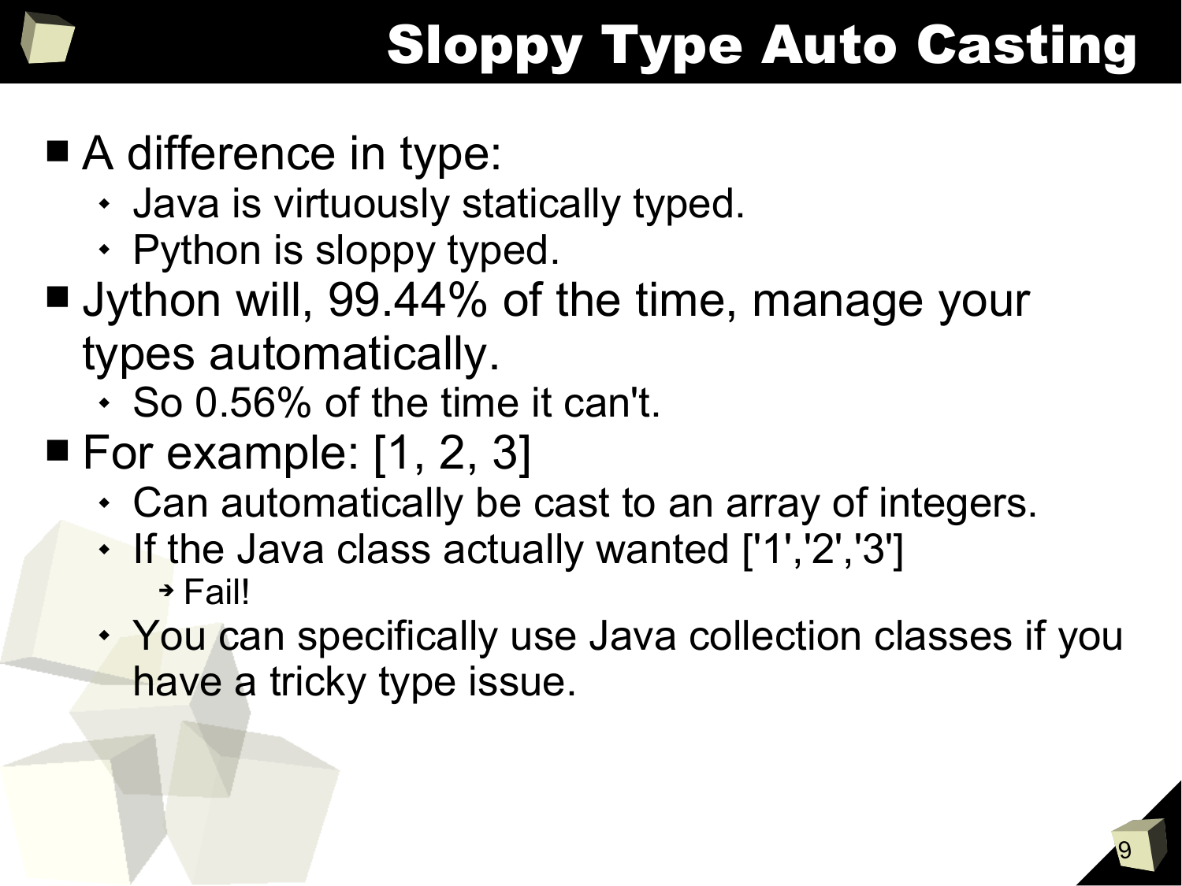# Sloppy Type Auto Casting

- A difference in type:
  - Java is virtuously statically typed.
  - Python is sloppy typed.
- Jython will, 99.44% of the time, manage your types automatically.
  - So 0.56% of the time it can't.
- For example: [1, 2, 3]
  - Can automatically be cast to an array of integers.
  - If the Java class actually wanted ['1','2','3']
    - Fail!
  - You can specifically use Java collection classes if you have a tricky type issue.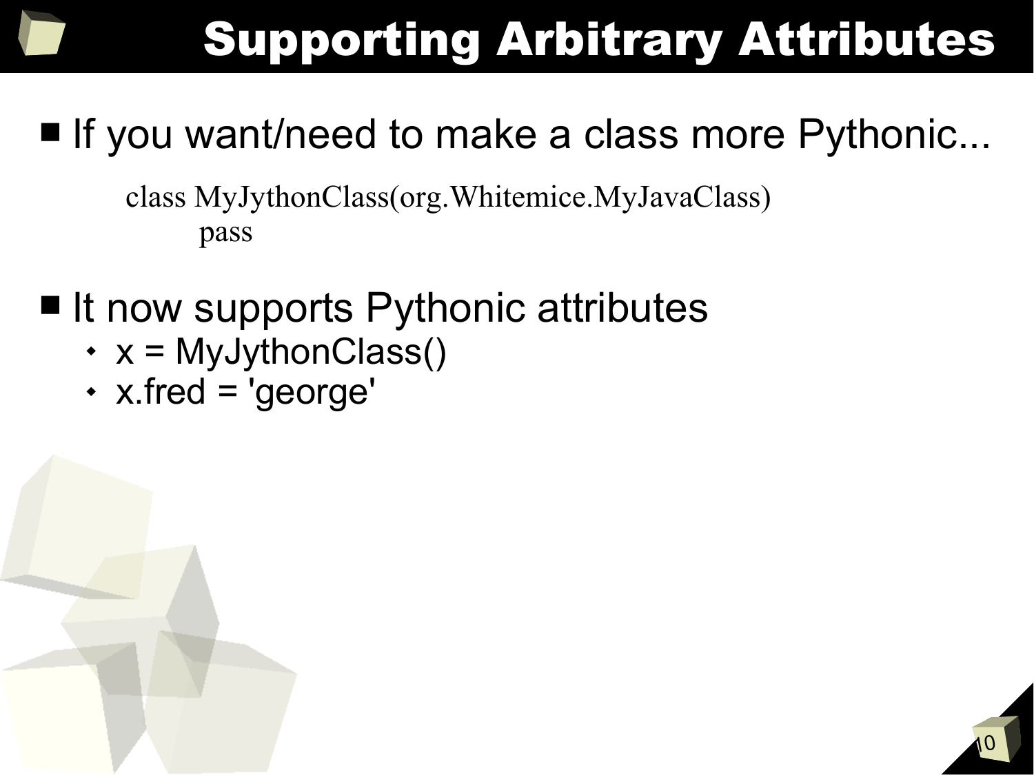# Supporting Arbitrary Attributes

- If you want/need to make a class more Pythonic...

```
class MyJythonClass(org.Whitemice.MyJavaClass)
    pass
```

- It now supports Pythonic attributes
  - x = MyJythonClass()
  - x.fred = 'george'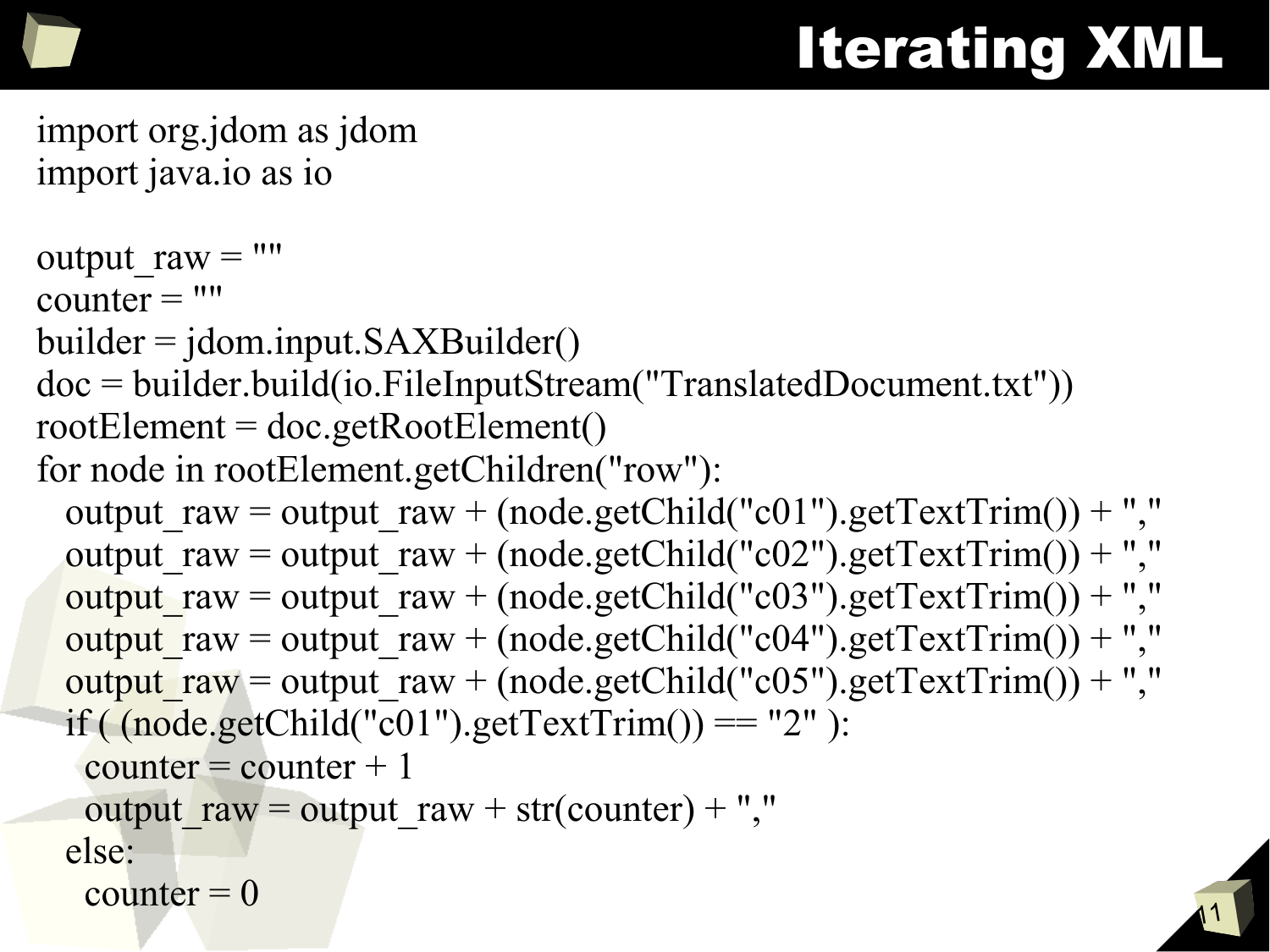# Iterating XML

```
import org.jdom as jdom
import java.io as io

output_raw = ""
counter = ""
builder = jdom.input.SAXBuilder()
doc = builder.build(io.FileInputStream("TranslatedDocument.txt"))
rootElement = doc.getRootElement()
for node in rootElement.getChildren("row"):
  output_raw = output_raw + (node.getChild("c01").getTextTrim()) + ","
  output_raw = output_raw + (node.getChild("c02").getTextTrim()) + ","
  output_raw = output_raw + (node.getChild("c03").getTextTrim()) + ","
  output_raw = output_raw + (node.getChild("c04").getTextTrim()) + ","
  output_raw = output_raw + (node.getChild("c05").getTextTrim()) + ","
  if ( (node.getChild("c01").getTextTrim()) == "2" ):
    counter = counter + 1
    output_raw = output_raw + str(counter) + ","
  else:
    counter = 0
```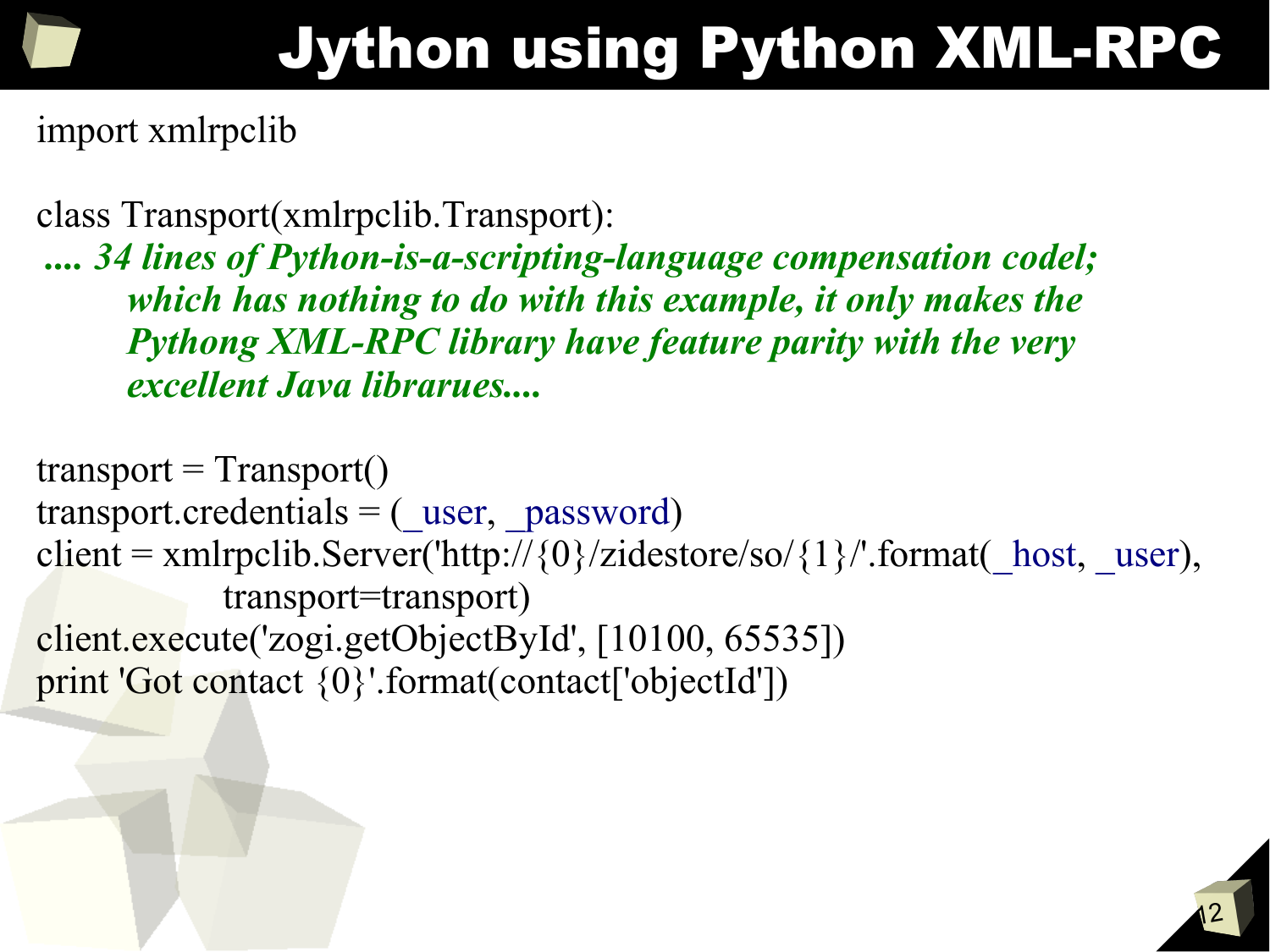# Jython using Python XML-RPC

```
import xmlrpclib

class Transport(xmlrpclib.Transport):
 .... 34 lines of Python-is-a-scripting-language compensation codel;
        which has nothing to do with this example, it only makes the
        Pythong XML-RPC library have feature parity with the very
        excellent Java librarues....

transport = Transport()
transport.credentials = (_user, _password)
client = xmlrpclib.Server('http://{0}/zidestore/so/{1}/'.format(_host, _user),
             transport=transport)
client.execute('zogi.getObjectById', [10100, 65535])
print 'Got contact {0}'.format(contact['objectId'])
```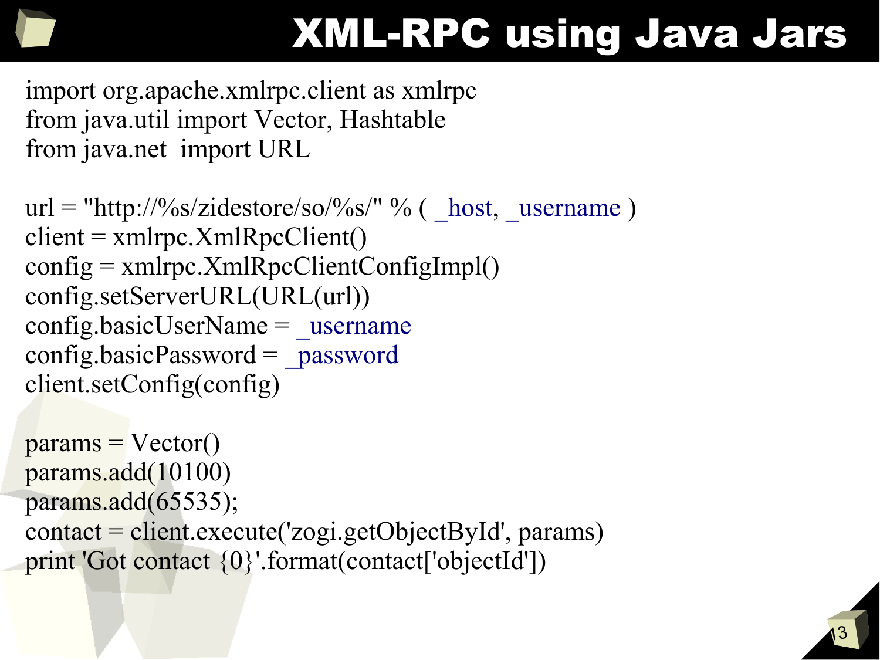# XML-RPC using Java Jars

```
import org.apache.xmlrpc.client as xmlrpc
from java.util import Vector, Hashtable
from java.net  import URL

url = "http://%s/zidestore/so/%s/" % ( _host, _username )
client = xmlrpc.XmlRpcClient()
config = xmlrpc.XmlRpcClientConfigImpl()
config.setServerURL(URL(url))
config.basicUserName = _username
config.basicPassword = _password
client.setConfig(config)

params = Vector()
params.add(10100)
params.add(65535);
contact = client.execute('zogi.getObjectById', params)
print 'Got contact {0}'.format(contact['objectId'])
```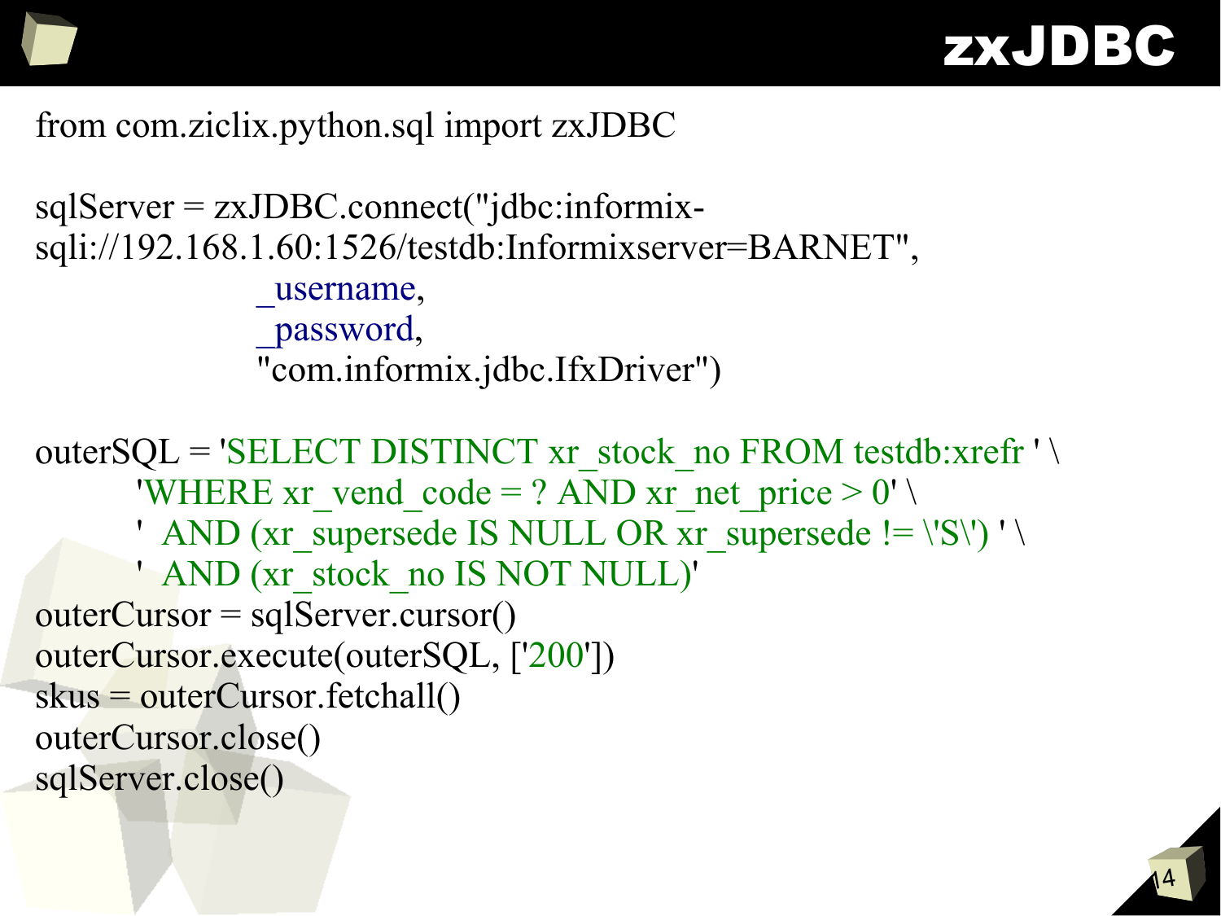# zxJDBC

```
from com.ziclix.python.sql import zxJDBC

sqlServer = zxJDBC.connect("jdbc:informix-sqli://192.168.1.60:1526/testdb:Informixserver=BARNET",
                    _username,
                    _password,
                    "com.informix.jdbc.IfxDriver")

outerSQL = 'SELECT DISTINCT xr_stock_no FROM testdb:xrefr ' \
        'WHERE xr_vend_code = ? AND xr_net_price > 0' \
        '  AND (xr_supersede IS NULL OR xr_supersede != \'S\') ' \
        '  AND (xr_stock_no IS NOT NULL)'
outerCursor = sqlServer.cursor()
outerCursor.execute(outerSQL, ['200'])
skus = outerCursor.fetchall()
outerCursor.close()
sqlServer.close()
```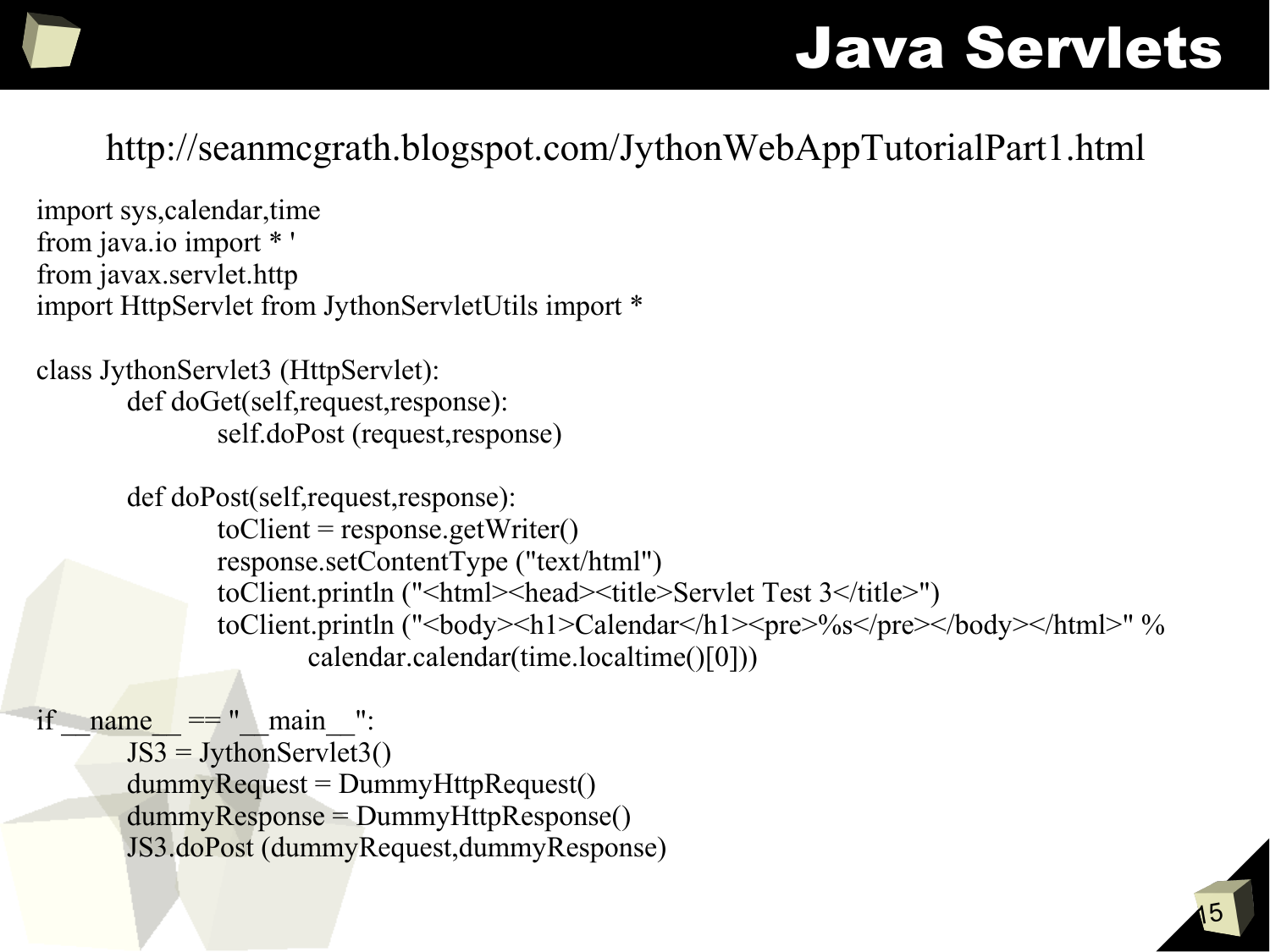# Java Servlets

http://seanmcgrath.blogspot.com/JythonWebAppTutorialPart1.html

```
import sys,calendar,time
from java.io import * '
from javax.servlet.http
import HttpServlet from JythonServletUtils import *

class JythonServlet3 (HttpServlet):
        def doGet(self,request,response):
                self.doPost (request,response)

        def doPost(self,request,response):
                toClient = response.getWriter()
                response.setContentType ("text/html")
                toClient.println ("<html><head><title>Servlet Test 3</title>")
                toClient.println ("<body><h1>Calendar</h1><pre>%s</pre></body></html>" %
                        calendar.calendar(time.localtime()[0]))

if __name__ == "__main__":
        JS3 = JythonServlet3()
        dummyRequest = DummyHttpRequest()
        dummyResponse = DummyHttpResponse()
        JS3.doPost (dummyRequest,dummyResponse)
```